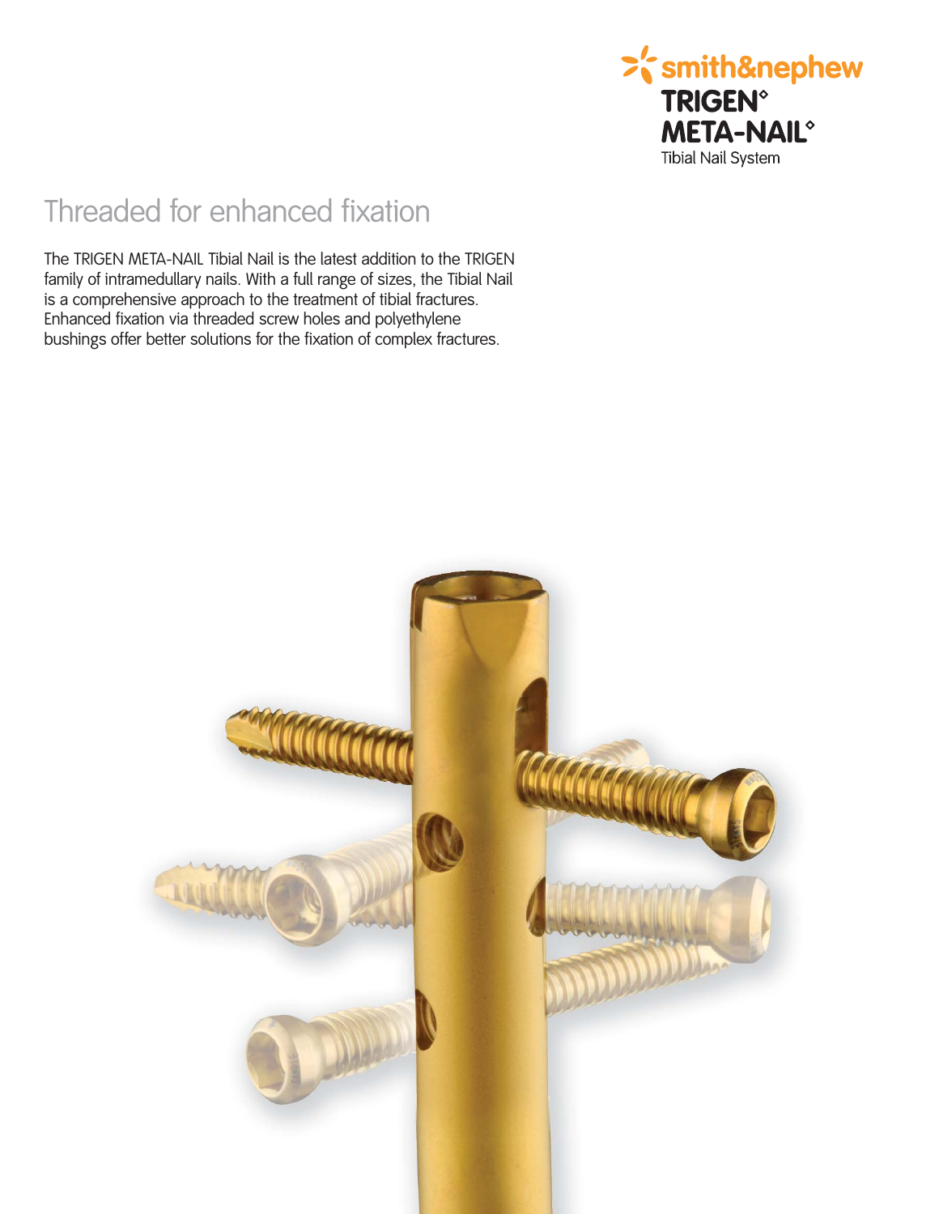smith&nephew

TRIGEN◊ META-NAIL◊

Tibial Nail System

# Threaded for enhanced fixation

The TRIGEN META-NAIL Tibial Nail is the latest addition to the TRIGEN family of intramedullary nails. With a full range of sizes, the Tibial Nail is a comprehensive approach to the treatment of tibial fractures. Enhanced fixation via threaded screw holes and polyethylene bushings offer better solutions for the fixation of complex fractures.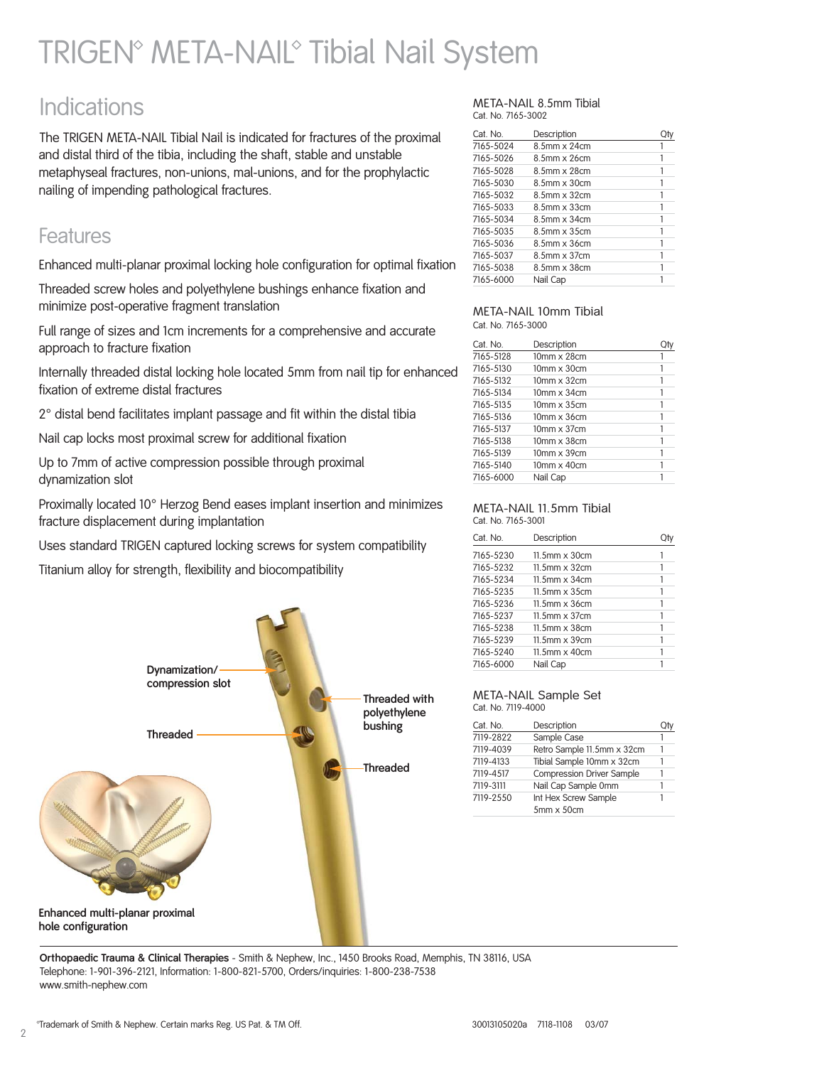# TRIGEN° META-NAIL° Tibial Nail System

## Indications

The TRIGEN META-NAIL Tibial Nail is indicated for fractures of the proximal and distal third of the tibia, including the shaft, stable and unstable metaphyseal fractures, non-unions, mal-unions, and for the prophylactic nailing of impending pathological fractures.

## Features

Enhanced multi-planar proximal locking hole configuration for optimal fixation

Threaded screw holes and polyethylene bushings enhance fixation and minimize post-operative fragment translation

Full range of sizes and 1cm increments for a comprehensive and accurate approach to fracture fixation

Internally threaded distal locking hole located 5mm from nail tip for enhanced fixation of extreme distal fractures

2° distal bend facilitates implant passage and fit within the distal tibia

Nail cap locks most proximal screw for additional fixation

Up to 7mm of active compression possible through proximal dynamization slot

Proximally located 10° Herzog Bend eases implant insertion and minimizes fracture displacement during implantation

Uses standard TRIGEN captured locking screws for system compatibility

Titanium alloy for strength, flexibility and biocompatibility

Dynamization/ compression slot

Threaded

Threaded with polyethylene bushing

Threaded

Enhanced multi-planar proximal hole configuration

### META-NAIL 8.5mm Tibial
Cat. No. 7165-3002

| Cat. No. | Description | Qty |
|---|---|---|
| 7165-5024 | 8.5mm x 24cm | 1 |
| 7165-5026 | 8.5mm x 26cm | 1 |
| 7165-5028 | 8.5mm x 28cm | 1 |
| 7165-5030 | 8.5mm x 30cm | 1 |
| 7165-5032 | 8.5mm x 32cm | 1 |
| 7165-5033 | 8.5mm x 33cm | 1 |
| 7165-5034 | 8.5mm x 34cm | 1 |
| 7165-5035 | 8.5mm x 35cm | 1 |
| 7165-5036 | 8.5mm x 36cm | 1 |
| 7165-5037 | 8.5mm x 37cm | 1 |
| 7165-5038 | 8.5mm x 38cm | 1 |
| 7165-6000 | Nail Cap | 1 |

### META-NAIL 10mm Tibial
Cat. No. 7165-3000

| Cat. No. | Description | Qty |
|---|---|---|
| 7165-5128 | 10mm x 28cm | 1 |
| 7165-5130 | 10mm x 30cm | 1 |
| 7165-5132 | 10mm x 32cm | 1 |
| 7165-5134 | 10mm x 34cm | 1 |
| 7165-5135 | 10mm x 35cm | 1 |
| 7165-5136 | 10mm x 36cm | 1 |
| 7165-5137 | 10mm x 37cm | 1 |
| 7165-5138 | 10mm x 38cm | 1 |
| 7165-5139 | 10mm x 39cm | 1 |
| 7165-5140 | 10mm x 40cm | 1 |
| 7165-6000 | Nail Cap | 1 |

### META-NAIL 11.5mm Tibial
Cat. No. 7165-3001

| Cat. No. | Description | Qty |
|---|---|---|
| 7165-5230 | 11.5mm x 30cm | 1 |
| 7165-5232 | 11.5mm x 32cm | 1 |
| 7165-5234 | 11.5mm x 34cm | 1 |
| 7165-5235 | 11.5mm x 35cm | 1 |
| 7165-5236 | 11.5mm x 36cm | 1 |
| 7165-5237 | 11.5mm x 37cm | 1 |
| 7165-5238 | 11.5mm x 38cm | 1 |
| 7165-5239 | 11.5mm x 39cm | 1 |
| 7165-5240 | 11.5mm x 40cm | 1 |
| 7165-6000 | Nail Cap | 1 |

### META-NAIL Sample Set
Cat. No. 7119-4000

| Cat. No. | Description | Qty |
|---|---|---|
| 7119-2822 | Sample Case | 1 |
| 7119-4039 | Retro Sample 11.5mm x 32cm | 1 |
| 7119-4133 | Tibial Sample 10mm x 32cm | 1 |
| 7119-4517 | Compression Driver Sample | 1 |
| 7119-3111 | Nail Cap Sample 0mm | 1 |
| 7119-2550 | Int Hex Screw Sample 5mm x 50cm | 1 |

**Orthopaedic Trauma & Clinical Therapies** - Smith & Nephew, Inc., 1450 Brooks Road, Memphis, TN 38116, USA
Telephone: 1-901-396-2121, Information: 1-800-821-5700, Orders/inquiries: 1-800-238-7538
www.smith-nephew.com

°Trademark of Smith & Nephew. Certain marks Reg. US Pat. & TM Off.

30013105020a 7118-1108 03/07